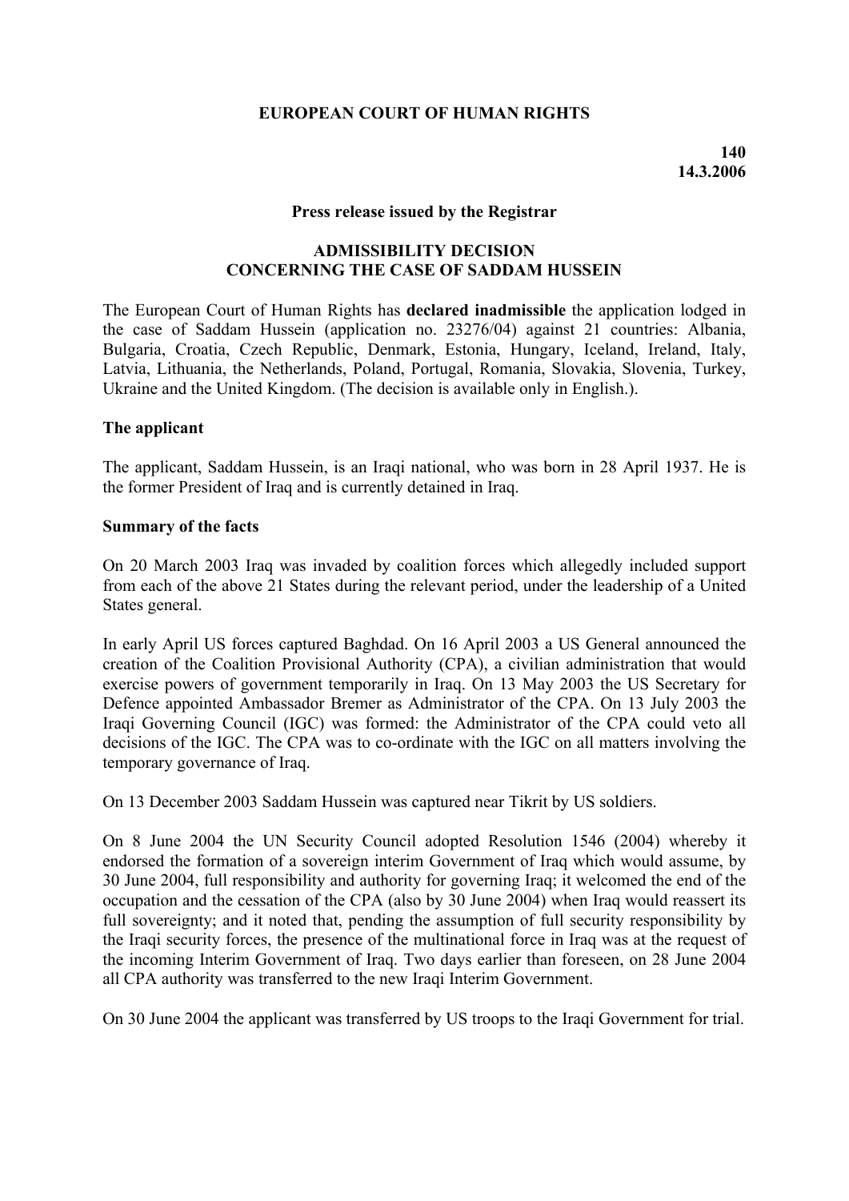**EUROPEAN COURT OF HUMAN RIGHTS**

**140**
**14.3.2006**

**Press release issued by the Registrar**

**ADMISSIBILITY DECISION**
**CONCERNING THE CASE OF SADDAM HUSSEIN**

The European Court of Human Rights has **declared inadmissible** the application lodged in the case of Saddam Hussein (application no. 23276/04) against 21 countries: Albania, Bulgaria, Croatia, Czech Republic, Denmark, Estonia, Hungary, Iceland, Ireland, Italy, Latvia, Lithuania, the Netherlands, Poland, Portugal, Romania, Slovakia, Slovenia, Turkey, Ukraine and the United Kingdom. (The decision is available only in English.).

**The applicant**

The applicant, Saddam Hussein, is an Iraqi national, who was born in 28 April 1937. He is the former President of Iraq and is currently detained in Iraq.

**Summary of the facts**

On 20 March 2003 Iraq was invaded by coalition forces which allegedly included support from each of the above 21 States during the relevant period, under the leadership of a United States general.

In early April US forces captured Baghdad. On 16 April 2003 a US General announced the creation of the Coalition Provisional Authority (CPA), a civilian administration that would exercise powers of government temporarily in Iraq. On 13 May 2003 the US Secretary for Defence appointed Ambassador Bremer as Administrator of the CPA. On 13 July 2003 the Iraqi Governing Council (IGC) was formed: the Administrator of the CPA could veto all decisions of the IGC. The CPA was to co-ordinate with the IGC on all matters involving the temporary governance of Iraq.

On 13 December 2003 Saddam Hussein was captured near Tikrit by US soldiers.

On 8 June 2004 the UN Security Council adopted Resolution 1546 (2004) whereby it endorsed the formation of a sovereign interim Government of Iraq which would assume, by 30 June 2004, full responsibility and authority for governing Iraq; it welcomed the end of the occupation and the cessation of the CPA (also by 30 June 2004) when Iraq would reassert its full sovereignty; and it noted that, pending the assumption of full security responsibility by the Iraqi security forces, the presence of the multinational force in Iraq was at the request of the incoming Interim Government of Iraq. Two days earlier than foreseen, on 28 June 2004 all CPA authority was transferred to the new Iraqi Interim Government.

On 30 June 2004 the applicant was transferred by US troops to the Iraqi Government for trial.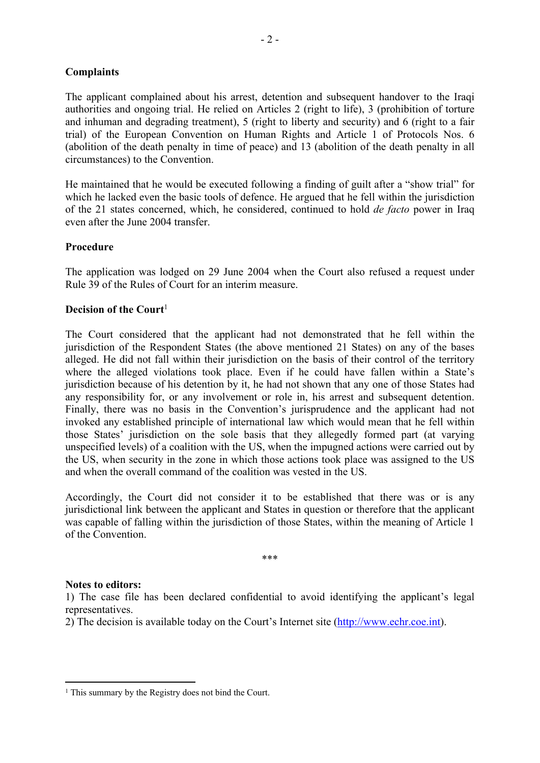**Complaints**

The applicant complained about his arrest, detention and subsequent handover to the Iraqi authorities and ongoing trial. He relied on Articles 2 (right to life), 3 (prohibition of torture and inhuman and degrading treatment), 5 (right to liberty and security) and 6 (right to a fair trial) of the European Convention on Human Rights and Article 1 of Protocols Nos. 6 (abolition of the death penalty in time of peace) and 13 (abolition of the death penalty in all circumstances) to the Convention.

He maintained that he would be executed following a finding of guilt after a "show trial" for which he lacked even the basic tools of defence. He argued that he fell within the jurisdiction of the 21 states concerned, which, he considered, continued to hold *de facto* power in Iraq even after the June 2004 transfer.

**Procedure**

The application was lodged on 29 June 2004 when the Court also refused a request under Rule 39 of the Rules of Court for an interim measure.

**Decision of the Court**[1]

The Court considered that the applicant had not demonstrated that he fell within the jurisdiction of the Respondent States (the above mentioned 21 States) on any of the bases alleged. He did not fall within their jurisdiction on the basis of their control of the territory where the alleged violations took place. Even if he could have fallen within a State's jurisdiction because of his detention by it, he had not shown that any one of those States had any responsibility for, or any involvement or role in, his arrest and subsequent detention. Finally, there was no basis in the Convention's jurisprudence and the applicant had not invoked any established principle of international law which would mean that he fell within those States' jurisdiction on the sole basis that they allegedly formed part (at varying unspecified levels) of a coalition with the US, when the impugned actions were carried out by the US, when security in the zone in which those actions took place was assigned to the US and when the overall command of the coalition was vested in the US.

Accordingly, the Court did not consider it to be established that there was or is any jurisdictional link between the applicant and States in question or therefore that the applicant was capable of falling within the jurisdiction of those States, within the meaning of Article 1 of the Convention.

\*\*\*

**Notes to editors:**

1) The case file has been declared confidential to avoid identifying the applicant's legal representatives.

2) The decision is available today on the Court's Internet site (http://www.echr.coe.int).

[1] This summary by the Registry does not bind the Court.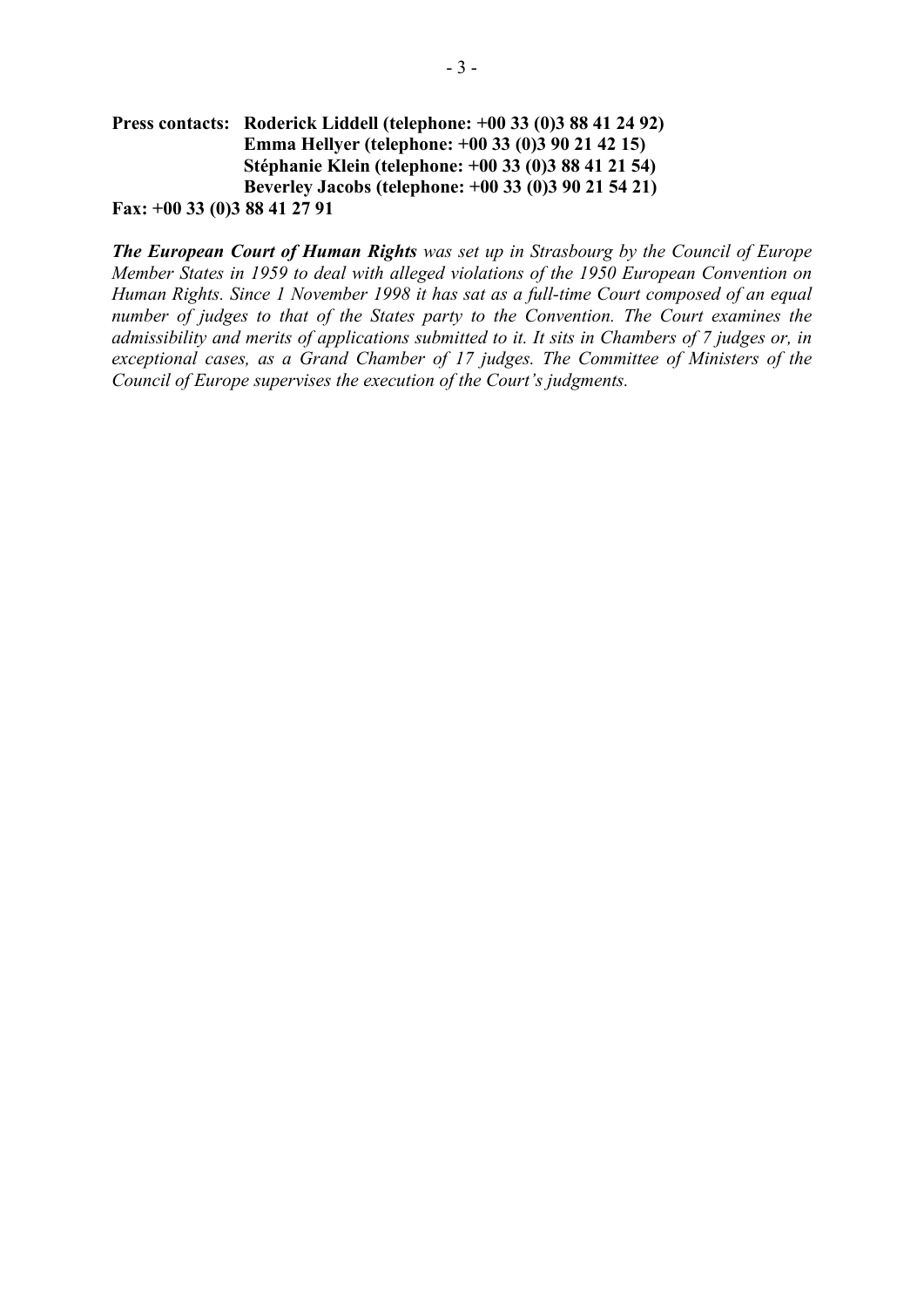**Press contacts: Roderick Liddell (telephone: +00 33 (0)3 88 41 24 92)**
**Emma Hellyer (telephone: +00 33 (0)3 90 21 42 15)**
**Stéphanie Klein (telephone: +00 33 (0)3 88 41 21 54)**
**Beverley Jacobs (telephone: +00 33 (0)3 90 21 54 21)**
**Fax: +00 33 (0)3 88 41 27 91**

***The European Court of Human Rights*** *was set up in Strasbourg by the Council of Europe Member States in 1959 to deal with alleged violations of the 1950 European Convention on Human Rights. Since 1 November 1998 it has sat as a full-time Court composed of an equal number of judges to that of the States party to the Convention. The Court examines the admissibility and merits of applications submitted to it. It sits in Chambers of 7 judges or, in exceptional cases, as a Grand Chamber of 17 judges. The Committee of Ministers of the Council of Europe supervises the execution of the Court's judgments.*